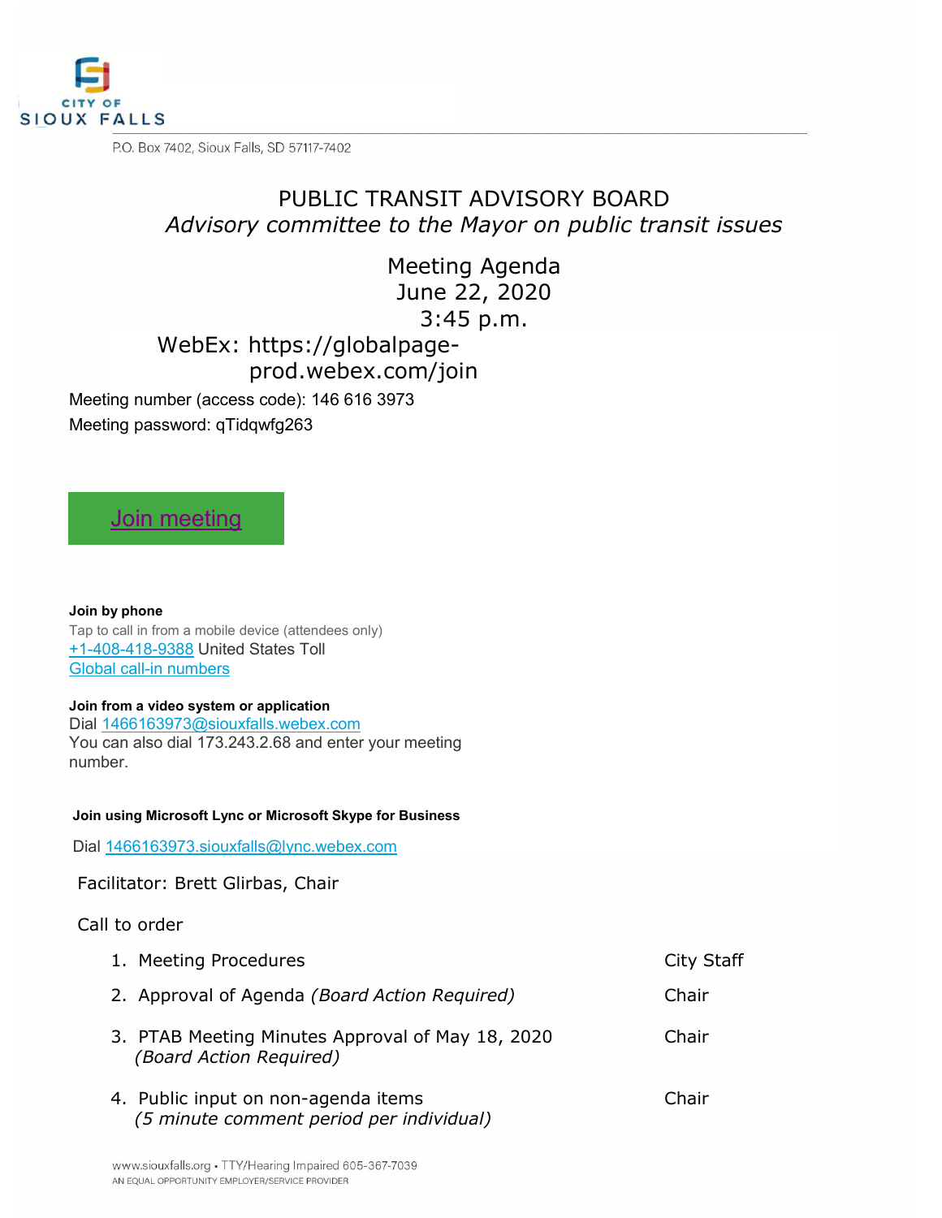CITY OF SIOUX FALLS

P.O. Box 7402, Sioux Falls, SD 57117-7402

# PUBLIC TRANSIT ADVISORY BOARD

*Advisory committee to the Mayor on public transit issues*

## Meeting Agenda
## June 22, 2020
## 3:45 p.m.

WebEx: https://globalpage-prod.webex.com/join

Meeting number (access code): 146 616 3973

Meeting password: qTidqwfg263

Join meeting

**Join by phone**

Tap to call in from a mobile device (attendees only)

+1-408-418-9388 United States Toll

Global call-in numbers

**Join from a video system or application**

Dial 1466163973@siouxfalls.webex.com

You can also dial 173.243.2.68 and enter your meeting number.

**Join using Microsoft Lync or Microsoft Skype for Business**

Dial 1466163973.siouxfalls@lync.webex.com

Facilitator: Brett Glirbas, Chair

Call to order

| | |
|---|---|
| 1. Meeting Procedures | City Staff |
| 2. Approval of Agenda *(Board Action Required)* | Chair |
| 3. PTAB Meeting Minutes Approval of May 18, 2020 *(Board Action Required)* | Chair |
| 4. Public input on non-agenda items *(5 minute comment period per individual)* | Chair |

www.siouxfalls.org • TTY/Hearing Impaired 605-367-7039
AN EQUAL OPPORTUNITY EMPLOYER/SERVICE PROVIDER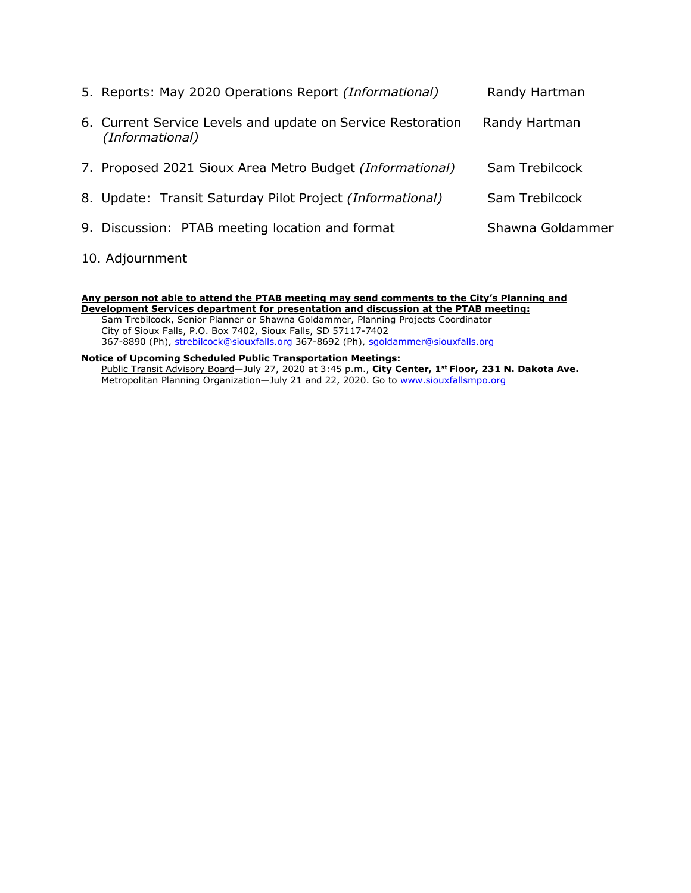5. Reports: May 2020 Operations Report *(Informational)* Randy Hartman
6. Current Service Levels and update on Service Restoration *(Informational)* Randy Hartman
7. Proposed 2021 Sioux Area Metro Budget *(Informational)* Sam Trebilcock
8. Update: Transit Saturday Pilot Project *(Informational)* Sam Trebilcock
9. Discussion: PTAB meeting location and format Shawna Goldammer
10. Adjournment

**Any person not able to attend the PTAB meeting may send comments to the City's Planning and Development Services department for presentation and discussion at the PTAB meeting:**

Sam Trebilcock, Senior Planner or Shawna Goldammer, Planning Projects Coordinator
City of Sioux Falls, P.O. Box 7402, Sioux Falls, SD 57117-7402
367-8890 (Ph), strebilcock@siouxfalls.org 367-8692 (Ph), sgoldammer@siouxfalls.org

**Notice of Upcoming Scheduled Public Transportation Meetings:**

Public Transit Advisory Board—July 27, 2020 at 3:45 p.m., **City Center, 1st Floor, 231 N. Dakota Ave.**
Metropolitan Planning Organization—July 21 and 22, 2020. Go to www.siouxfallsmpo.org